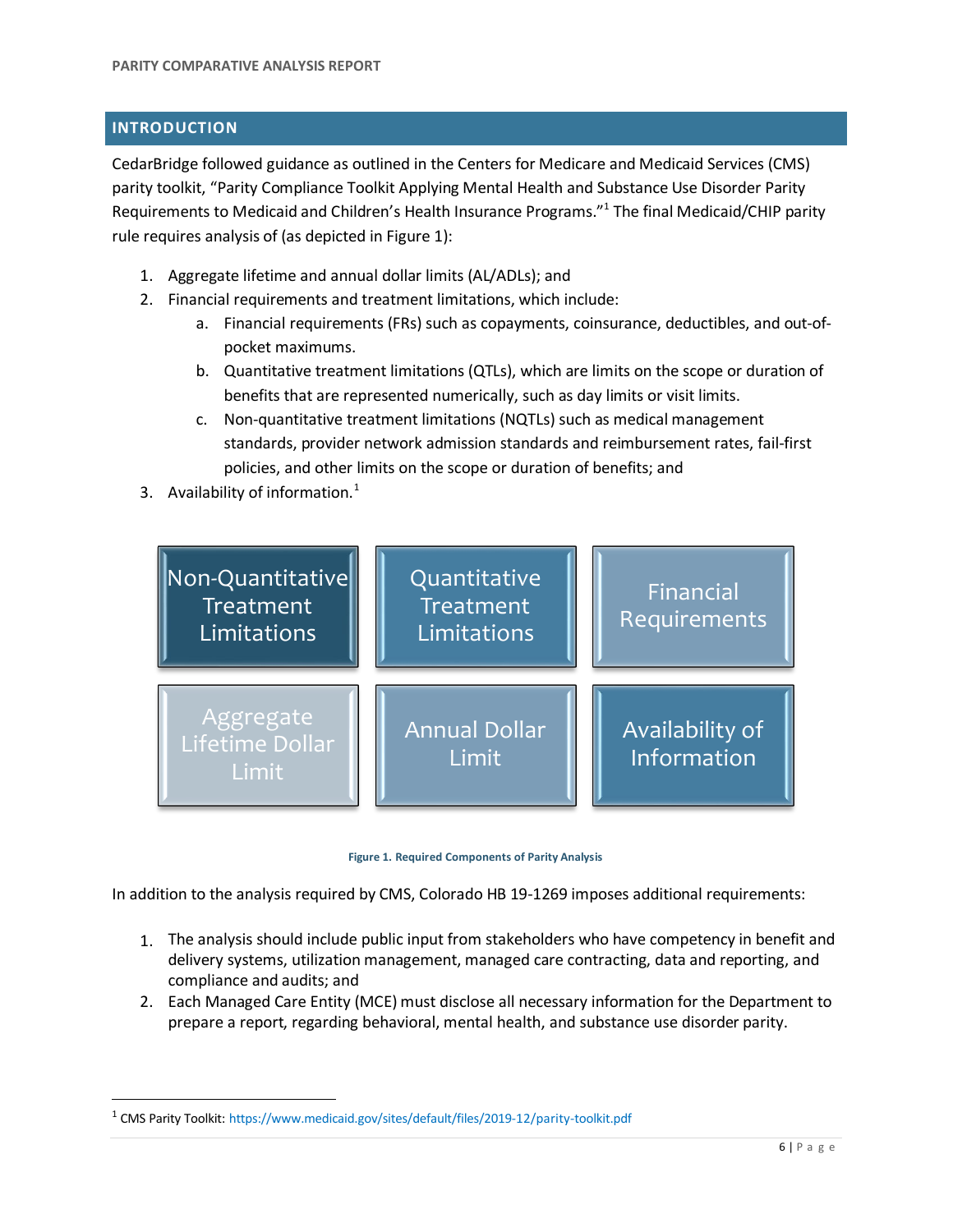## INTRODUCTION

CedarBridge followed guidance as outlined in the Centers for Medicare and Medicaid Services (CMS) parity toolkit, "Parity Compliance Toolkit Applying Mental Health and Substance Use Disorder Parity Requirements to Medicaid and Children's Health Insurance Programs."[1] The final Medicaid/CHIP parity rule requires analysis of (as depicted in Figure 1):

1. Aggregate lifetime and annual dollar limits (AL/ADLs); and
2. Financial requirements and treatment limitations, which include:
   a. Financial requirements (FRs) such as copayments, coinsurance, deductibles, and out-of-pocket maximums.
   b. Quantitative treatment limitations (QTLs), which are limits on the scope or duration of benefits that are represented numerically, such as day limits or visit limits.
   c. Non-quantitative treatment limitations (NQTLs) such as medical management standards, provider network admission standards and reimbursement rates, fail-first policies, and other limits on the scope or duration of benefits; and
3. Availability of information.[1]

| Non-Quantitative Treatment Limitations | Quantitative Treatment Limitations | Financial Requirements |
|---|---|---|
| Aggregate Lifetime Dollar Limit | Annual Dollar Limit | Availability of Information |

**Figure 1. Required Components of Parity Analysis**

In addition to the analysis required by CMS, Colorado HB 19-1269 imposes additional requirements:

1. The analysis should include public input from stakeholders who have competency in benefit and delivery systems, utilization management, managed care contracting, data and reporting, and compliance and audits; and
2. Each Managed Care Entity (MCE) must disclose all necessary information for the Department to prepare a report, regarding behavioral, mental health, and substance use disorder parity.

[1] CMS Parity Toolkit: https://www.medicaid.gov/sites/default/files/2019-12/parity-toolkit.pdf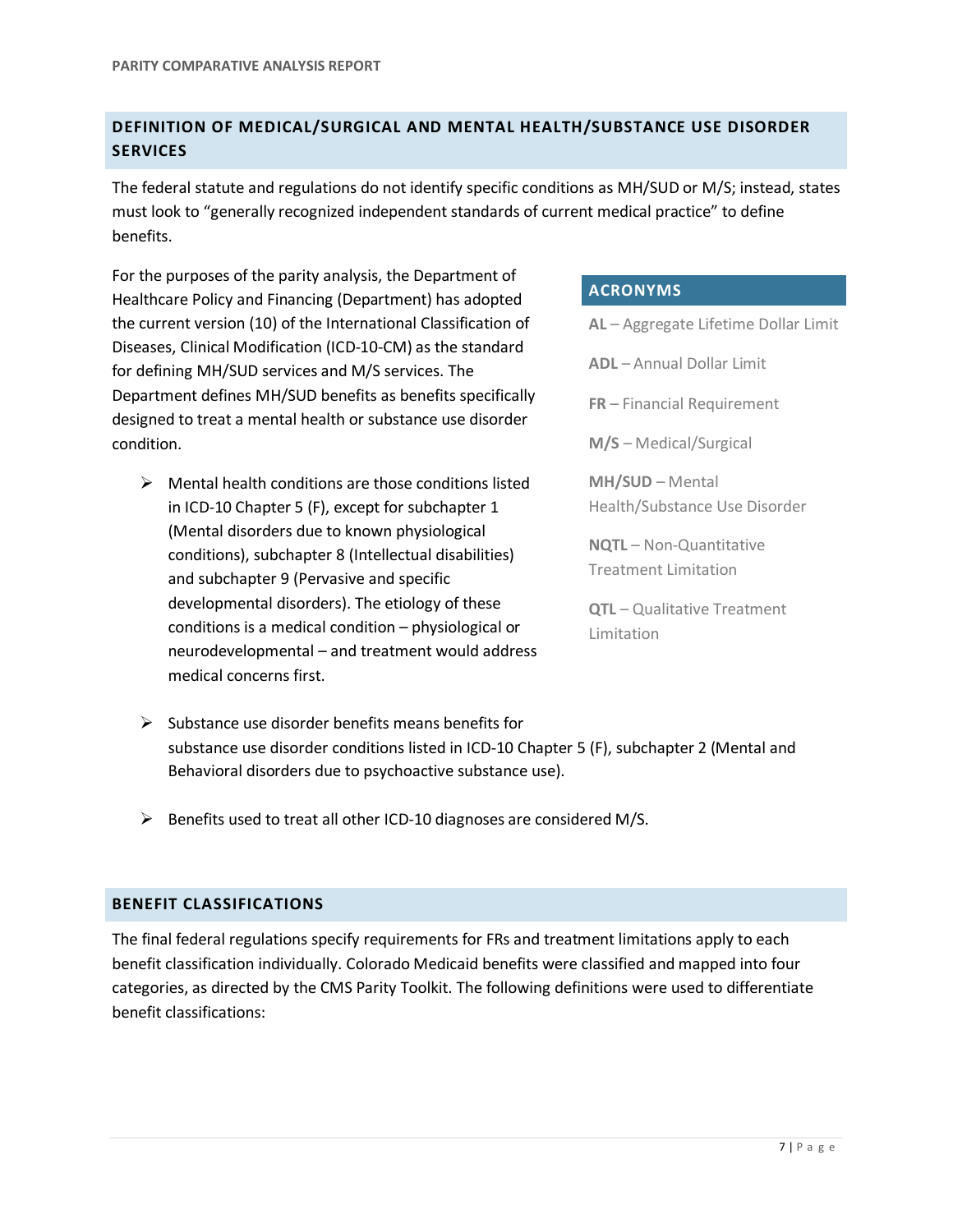## DEFINITION OF MEDICAL/SURGICAL AND MENTAL HEALTH/SUBSTANCE USE DISORDER SERVICES

The federal statute and regulations do not identify specific conditions as MH/SUD or M/S; instead, states must look to "generally recognized independent standards of current medical practice" to define benefits.

For the purposes of the parity analysis, the Department of Healthcare Policy and Financing (Department) has adopted the current version (10) of the International Classification of Diseases, Clinical Modification (ICD-10-CM) as the standard for defining MH/SUD services and M/S services. The Department defines MH/SUD benefits as benefits specifically designed to treat a mental health or substance use disorder condition.

- Mental health conditions are those conditions listed in ICD-10 Chapter 5 (F), except for subchapter 1 (Mental disorders due to known physiological conditions), subchapter 8 (Intellectual disabilities) and subchapter 9 (Pervasive and specific developmental disorders). The etiology of these conditions is a medical condition – physiological or neurodevelopmental – and treatment would address medical concerns first.
- Substance use disorder benefits means benefits for substance use disorder conditions listed in ICD-10 Chapter 5 (F), subchapter 2 (Mental and Behavioral disorders due to psychoactive substance use).
- Benefits used to treat all other ICD-10 diagnoses are considered M/S.

### ACRONYMS

**AL** – Aggregate Lifetime Dollar Limit

**ADL** – Annual Dollar Limit

**FR** – Financial Requirement

**M/S** – Medical/Surgical

**MH/SUD** – Mental Health/Substance Use Disorder

**NQTL** – Non-Quantitative Treatment Limitation

**QTL** – Qualitative Treatment Limitation

## BENEFIT CLASSIFICATIONS

The final federal regulations specify requirements for FRs and treatment limitations apply to each benefit classification individually. Colorado Medicaid benefits were classified and mapped into four categories, as directed by the CMS Parity Toolkit. The following definitions were used to differentiate benefit classifications: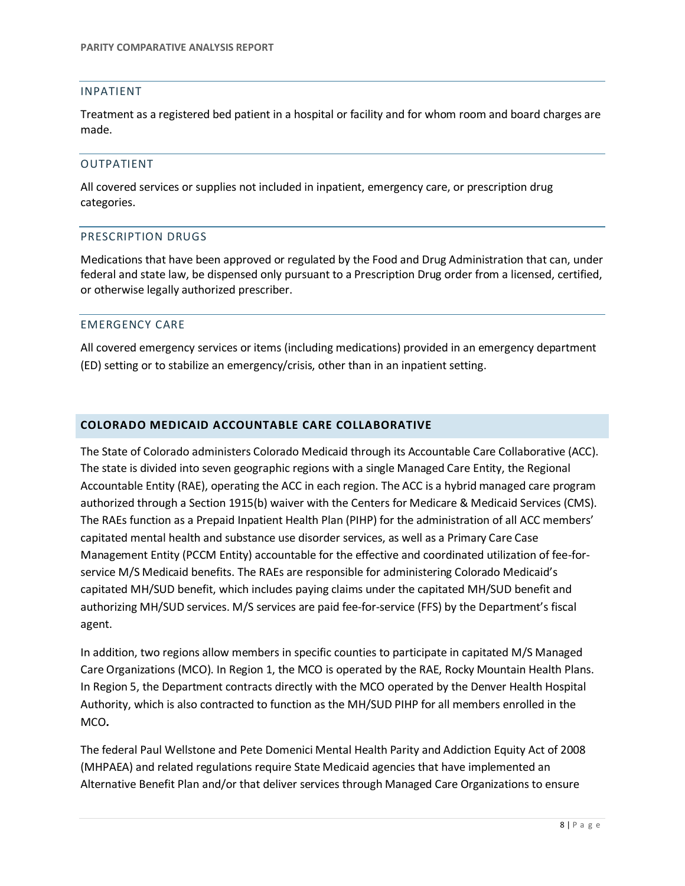### INPATIENT

Treatment as a registered bed patient in a hospital or facility and for whom room and board charges are made.

### OUTPATIENT

All covered services or supplies not included in inpatient, emergency care, or prescription drug categories.

### PRESCRIPTION DRUGS

Medications that have been approved or regulated by the Food and Drug Administration that can, under federal and state law, be dispensed only pursuant to a Prescription Drug order from a licensed, certified, or otherwise legally authorized prescriber.

### EMERGENCY CARE

All covered emergency services or items (including medications) provided in an emergency department (ED) setting or to stabilize an emergency/crisis, other than in an inpatient setting.

## COLORADO MEDICAID ACCOUNTABLE CARE COLLABORATIVE

The State of Colorado administers Colorado Medicaid through its Accountable Care Collaborative (ACC). The state is divided into seven geographic regions with a single Managed Care Entity, the Regional Accountable Entity (RAE), operating the ACC in each region. The ACC is a hybrid managed care program authorized through a Section 1915(b) waiver with the Centers for Medicare & Medicaid Services (CMS). The RAEs function as a Prepaid Inpatient Health Plan (PIHP) for the administration of all ACC members' capitated mental health and substance use disorder services, as well as a Primary Care Case Management Entity (PCCM Entity) accountable for the effective and coordinated utilization of fee-for-service M/S Medicaid benefits. The RAEs are responsible for administering Colorado Medicaid's capitated MH/SUD benefit, which includes paying claims under the capitated MH/SUD benefit and authorizing MH/SUD services. M/S services are paid fee-for-service (FFS) by the Department's fiscal agent.

In addition, two regions allow members in specific counties to participate in capitated M/S Managed Care Organizations (MCO). In Region 1, the MCO is operated by the RAE, Rocky Mountain Health Plans. In Region 5, the Department contracts directly with the MCO operated by the Denver Health Hospital Authority, which is also contracted to function as the MH/SUD PIHP for all members enrolled in the MCO.

The federal Paul Wellstone and Pete Domenici Mental Health Parity and Addiction Equity Act of 2008 (MHPAEA) and related regulations require State Medicaid agencies that have implemented an Alternative Benefit Plan and/or that deliver services through Managed Care Organizations to ensure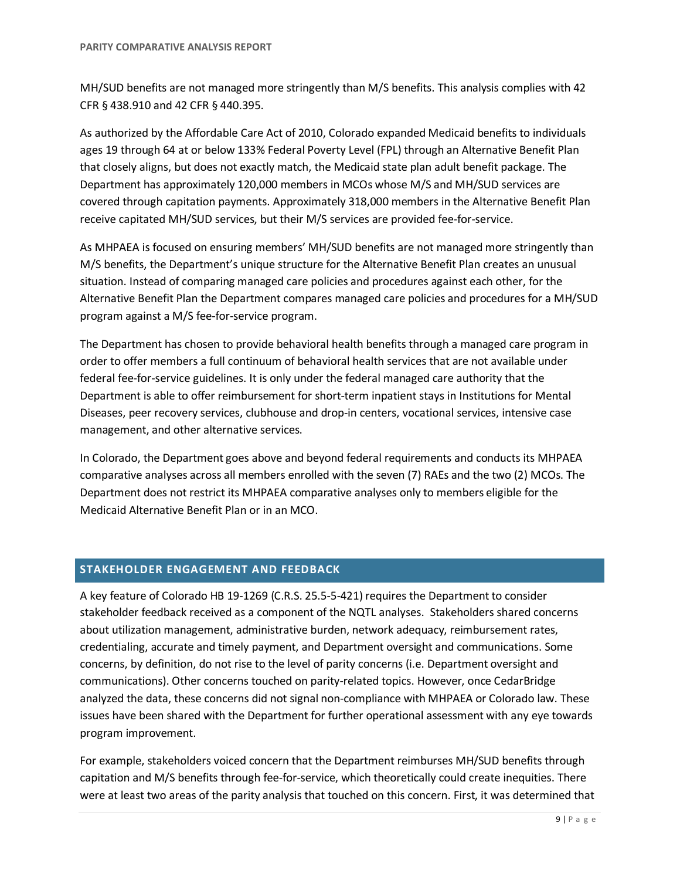MH/SUD benefits are not managed more stringently than M/S benefits. This analysis complies with 42 CFR § 438.910 and 42 CFR § 440.395.

As authorized by the Affordable Care Act of 2010, Colorado expanded Medicaid benefits to individuals ages 19 through 64 at or below 133% Federal Poverty Level (FPL) through an Alternative Benefit Plan that closely aligns, but does not exactly match, the Medicaid state plan adult benefit package. The Department has approximately 120,000 members in MCOs whose M/S and MH/SUD services are covered through capitation payments. Approximately 318,000 members in the Alternative Benefit Plan receive capitated MH/SUD services, but their M/S services are provided fee-for-service.

As MHPAEA is focused on ensuring members' MH/SUD benefits are not managed more stringently than M/S benefits, the Department's unique structure for the Alternative Benefit Plan creates an unusual situation. Instead of comparing managed care policies and procedures against each other, for the Alternative Benefit Plan the Department compares managed care policies and procedures for a MH/SUD program against a M/S fee-for-service program.

The Department has chosen to provide behavioral health benefits through a managed care program in order to offer members a full continuum of behavioral health services that are not available under federal fee-for-service guidelines. It is only under the federal managed care authority that the Department is able to offer reimbursement for short-term inpatient stays in Institutions for Mental Diseases, peer recovery services, clubhouse and drop-in centers, vocational services, intensive case management, and other alternative services.

In Colorado, the Department goes above and beyond federal requirements and conducts its MHPAEA comparative analyses across all members enrolled with the seven (7) RAEs and the two (2) MCOs. The Department does not restrict its MHPAEA comparative analyses only to members eligible for the Medicaid Alternative Benefit Plan or in an MCO.

## STAKEHOLDER ENGAGEMENT AND FEEDBACK

A key feature of Colorado HB 19-1269 (C.R.S. 25.5-5-421) requires the Department to consider stakeholder feedback received as a component of the NQTL analyses. Stakeholders shared concerns about utilization management, administrative burden, network adequacy, reimbursement rates, credentialing, accurate and timely payment, and Department oversight and communications. Some concerns, by definition, do not rise to the level of parity concerns (i.e. Department oversight and communications). Other concerns touched on parity-related topics. However, once CedarBridge analyzed the data, these concerns did not signal non-compliance with MHPAEA or Colorado law. These issues have been shared with the Department for further operational assessment with any eye towards program improvement.

For example, stakeholders voiced concern that the Department reimburses MH/SUD benefits through capitation and M/S benefits through fee-for-service, which theoretically could create inequities. There were at least two areas of the parity analysis that touched on this concern. First, it was determined that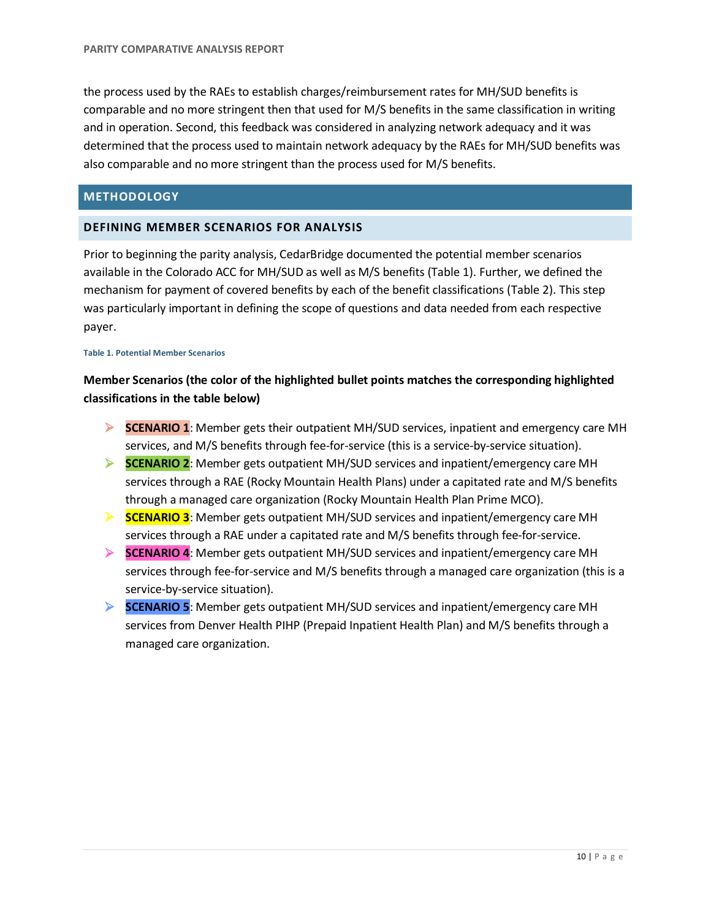the process used by the RAEs to establish charges/reimbursement rates for MH/SUD benefits is comparable and no more stringent then that used for M/S benefits in the same classification in writing and in operation. Second, this feedback was considered in analyzing network adequacy and it was determined that the process used to maintain network adequacy by the RAEs for MH/SUD benefits was also comparable and no more stringent than the process used for M/S benefits.

## METHODOLOGY

### DEFINING MEMBER SCENARIOS FOR ANALYSIS

Prior to beginning the parity analysis, CedarBridge documented the potential member scenarios available in the Colorado ACC for MH/SUD as well as M/S benefits (Table 1). Further, we defined the mechanism for payment of covered benefits by each of the benefit classifications (Table 2). This step was particularly important in defining the scope of questions and data needed from each respective payer.

**Table 1. Potential Member Scenarios**

**Member Scenarios (the color of the highlighted bullet points matches the corresponding highlighted classifications in the table below)**

- **SCENARIO 1**: Member gets their outpatient MH/SUD services, inpatient and emergency care MH services, and M/S benefits through fee-for-service (this is a service-by-service situation).
- **SCENARIO 2**: Member gets outpatient MH/SUD services and inpatient/emergency care MH services through a RAE (Rocky Mountain Health Plans) under a capitated rate and M/S benefits through a managed care organization (Rocky Mountain Health Plan Prime MCO).
- **SCENARIO 3**: Member gets outpatient MH/SUD services and inpatient/emergency care MH services through a RAE under a capitated rate and M/S benefits through fee-for-service.
- **SCENARIO 4**: Member gets outpatient MH/SUD services and inpatient/emergency care MH services through fee-for-service and M/S benefits through a managed care organization (this is a service-by-service situation).
- **SCENARIO 5**: Member gets outpatient MH/SUD services and inpatient/emergency care MH services from Denver Health PIHP (Prepaid Inpatient Health Plan) and M/S benefits through a managed care organization.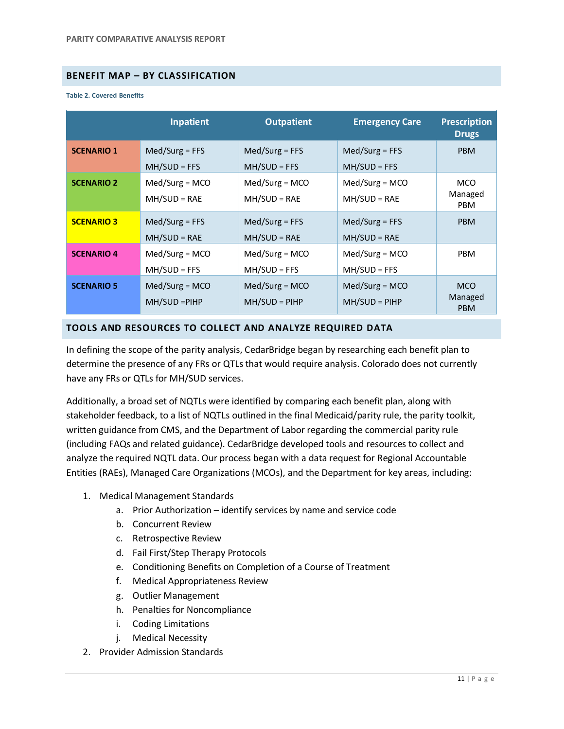## BENEFIT MAP – BY CLASSIFICATION

**Table 2. Covered Benefits**

| | Inpatient | Outpatient | Emergency Care | Prescription Drugs |
|---|---|---|---|---|
| **SCENARIO 1** | Med/Surg = FFS<br>MH/SUD = FFS | Med/Surg = FFS<br>MH/SUD = FFS | Med/Surg = FFS<br>MH/SUD = FFS | PBM |
| **SCENARIO 2** | Med/Surg = MCO<br>MH/SUD = RAE | Med/Surg = MCO<br>MH/SUD = RAE | Med/Surg = MCO<br>MH/SUD = RAE | MCO Managed PBM |
| **SCENARIO 3** | Med/Surg = FFS<br>MH/SUD = RAE | Med/Surg = FFS<br>MH/SUD = RAE | Med/Surg = FFS<br>MH/SUD = RAE | PBM |
| **SCENARIO 4** | Med/Surg = MCO<br>MH/SUD = FFS | Med/Surg = MCO<br>MH/SUD = FFS | Med/Surg = MCO<br>MH/SUD = FFS | PBM |
| **SCENARIO 5** | Med/Surg = MCO<br>MH/SUD =PIHP | Med/Surg = MCO<br>MH/SUD = PIHP | Med/Surg = MCO<br>MH/SUD = PIHP | MCO Managed PBM |

## TOOLS AND RESOURCES TO COLLECT AND ANALYZE REQUIRED DATA

In defining the scope of the parity analysis, CedarBridge began by researching each benefit plan to determine the presence of any FRs or QTLs that would require analysis. Colorado does not currently have any FRs or QTLs for MH/SUD services.

Additionally, a broad set of NQTLs were identified by comparing each benefit plan, along with stakeholder feedback, to a list of NQTLs outlined in the final Medicaid/parity rule, the parity toolkit, written guidance from CMS, and the Department of Labor regarding the commercial parity rule (including FAQs and related guidance). CedarBridge developed tools and resources to collect and analyze the required NQTL data. Our process began with a data request for Regional Accountable Entities (RAEs), Managed Care Organizations (MCOs), and the Department for key areas, including:

1. Medical Management Standards
    a. Prior Authorization – identify services by name and service code
    b. Concurrent Review
    c. Retrospective Review
    d. Fail First/Step Therapy Protocols
    e. Conditioning Benefits on Completion of a Course of Treatment
    f. Medical Appropriateness Review
    g. Outlier Management
    h. Penalties for Noncompliance
    i. Coding Limitations
    j. Medical Necessity
2. Provider Admission Standards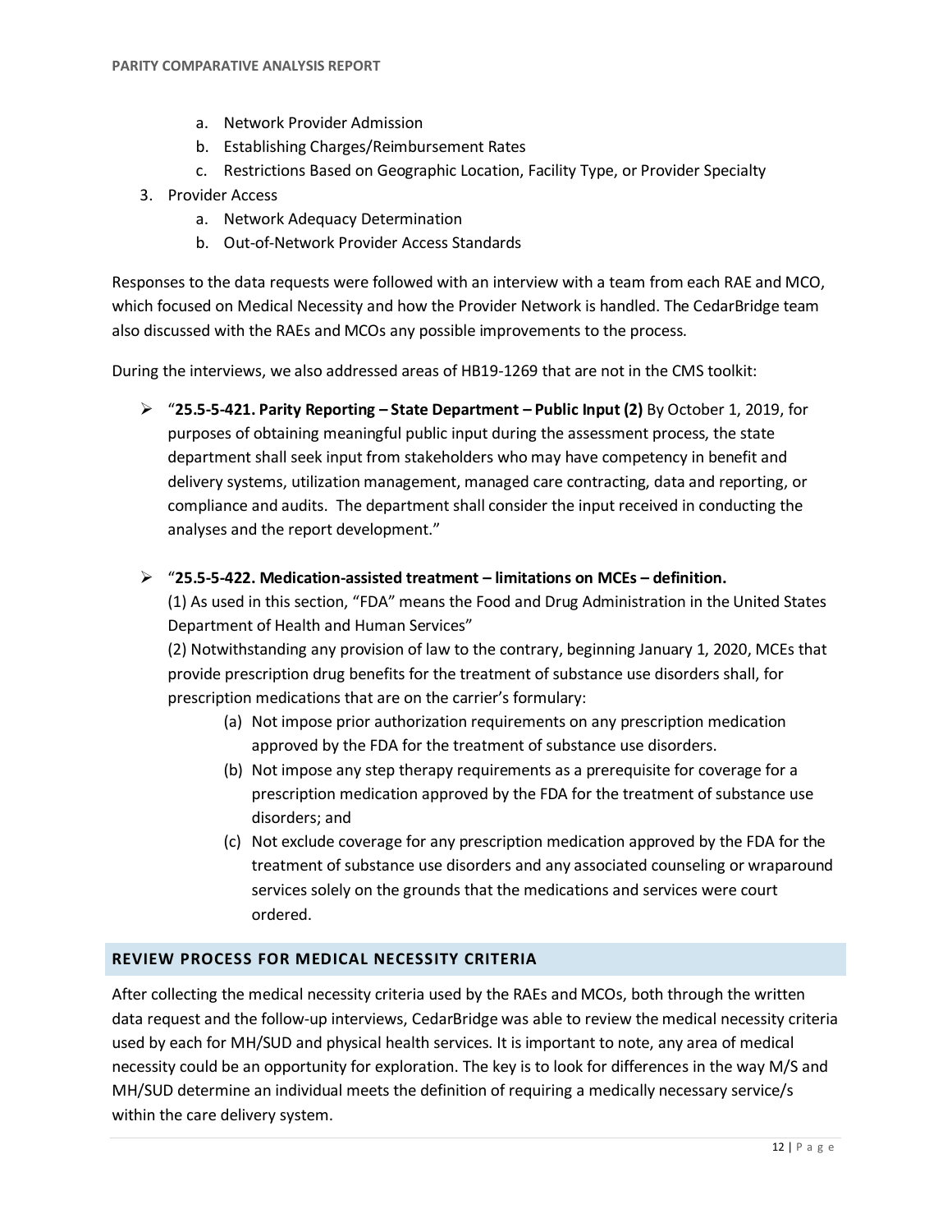a. Network Provider Admission
   b. Establishing Charges/Reimbursement Rates
   c. Restrictions Based on Geographic Location, Facility Type, or Provider Specialty
3. Provider Access
   a. Network Adequacy Determination
   b. Out-of-Network Provider Access Standards

Responses to the data requests were followed with an interview with a team from each RAE and MCO, which focused on Medical Necessity and how the Provider Network is handled. The CedarBridge team also discussed with the RAEs and MCOs any possible improvements to the process.

During the interviews, we also addressed areas of HB19-1269 that are not in the CMS toolkit:

- "**25.5-5-421. Parity Reporting – State Department – Public Input (2)** By October 1, 2019, for purposes of obtaining meaningful public input during the assessment process, the state department shall seek input from stakeholders who may have competency in benefit and delivery systems, utilization management, managed care contracting, data and reporting, or compliance and audits. The department shall consider the input received in conducting the analyses and the report development."

- "**25.5-5-422. Medication-assisted treatment – limitations on MCEs – definition.**
  (1) As used in this section, "FDA" means the Food and Drug Administration in the United States Department of Health and Human Services"
  (2) Notwithstanding any provision of law to the contrary, beginning January 1, 2020, MCEs that provide prescription drug benefits for the treatment of substance use disorders shall, for prescription medications that are on the carrier's formulary:
    (a) Not impose prior authorization requirements on any prescription medication approved by the FDA for the treatment of substance use disorders.
    (b) Not impose any step therapy requirements as a prerequisite for coverage for a prescription medication approved by the FDA for the treatment of substance use disorders; and
    (c) Not exclude coverage for any prescription medication approved by the FDA for the treatment of substance use disorders and any associated counseling or wraparound services solely on the grounds that the medications and services were court ordered.

## REVIEW PROCESS FOR MEDICAL NECESSITY CRITERIA

After collecting the medical necessity criteria used by the RAEs and MCOs, both through the written data request and the follow-up interviews, CedarBridge was able to review the medical necessity criteria used by each for MH/SUD and physical health services. It is important to note, any area of medical necessity could be an opportunity for exploration. The key is to look for differences in the way M/S and MH/SUD determine an individual meets the definition of requiring a medically necessary service/s within the care delivery system.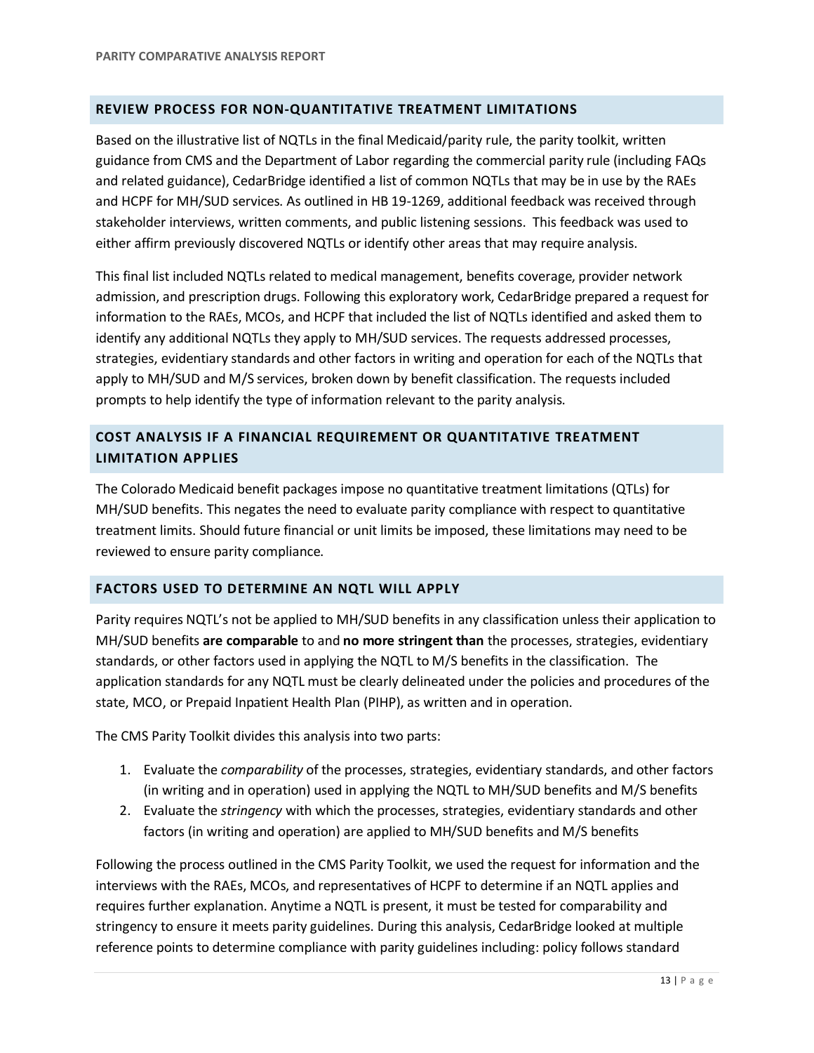## REVIEW PROCESS FOR NON-QUANTITATIVE TREATMENT LIMITATIONS

Based on the illustrative list of NQTLs in the final Medicaid/parity rule, the parity toolkit, written guidance from CMS and the Department of Labor regarding the commercial parity rule (including FAQs and related guidance), CedarBridge identified a list of common NQTLs that may be in use by the RAEs and HCPF for MH/SUD services. As outlined in HB 19-1269, additional feedback was received through stakeholder interviews, written comments, and public listening sessions. This feedback was used to either affirm previously discovered NQTLs or identify other areas that may require analysis.

This final list included NQTLs related to medical management, benefits coverage, provider network admission, and prescription drugs. Following this exploratory work, CedarBridge prepared a request for information to the RAEs, MCOs, and HCPF that included the list of NQTLs identified and asked them to identify any additional NQTLs they apply to MH/SUD services. The requests addressed processes, strategies, evidentiary standards and other factors in writing and operation for each of the NQTLs that apply to MH/SUD and M/S services, broken down by benefit classification. The requests included prompts to help identify the type of information relevant to the parity analysis.

## COST ANALYSIS IF A FINANCIAL REQUIREMENT OR QUANTITATIVE TREATMENT LIMITATION APPLIES

The Colorado Medicaid benefit packages impose no quantitative treatment limitations (QTLs) for MH/SUD benefits. This negates the need to evaluate parity compliance with respect to quantitative treatment limits. Should future financial or unit limits be imposed, these limitations may need to be reviewed to ensure parity compliance.

## FACTORS USED TO DETERMINE AN NQTL WILL APPLY

Parity requires NQTL's not be applied to MH/SUD benefits in any classification unless their application to MH/SUD benefits **are comparable** to and **no more stringent than** the processes, strategies, evidentiary standards, or other factors used in applying the NQTL to M/S benefits in the classification. The application standards for any NQTL must be clearly delineated under the policies and procedures of the state, MCO, or Prepaid Inpatient Health Plan (PIHP), as written and in operation.

The CMS Parity Toolkit divides this analysis into two parts:

1. Evaluate the *comparability* of the processes, strategies, evidentiary standards, and other factors (in writing and in operation) used in applying the NQTL to MH/SUD benefits and M/S benefits
2. Evaluate the *stringency* with which the processes, strategies, evidentiary standards and other factors (in writing and operation) are applied to MH/SUD benefits and M/S benefits

Following the process outlined in the CMS Parity Toolkit, we used the request for information and the interviews with the RAEs, MCOs, and representatives of HCPF to determine if an NQTL applies and requires further explanation. Anytime a NQTL is present, it must be tested for comparability and stringency to ensure it meets parity guidelines. During this analysis, CedarBridge looked at multiple reference points to determine compliance with parity guidelines including: policy follows standard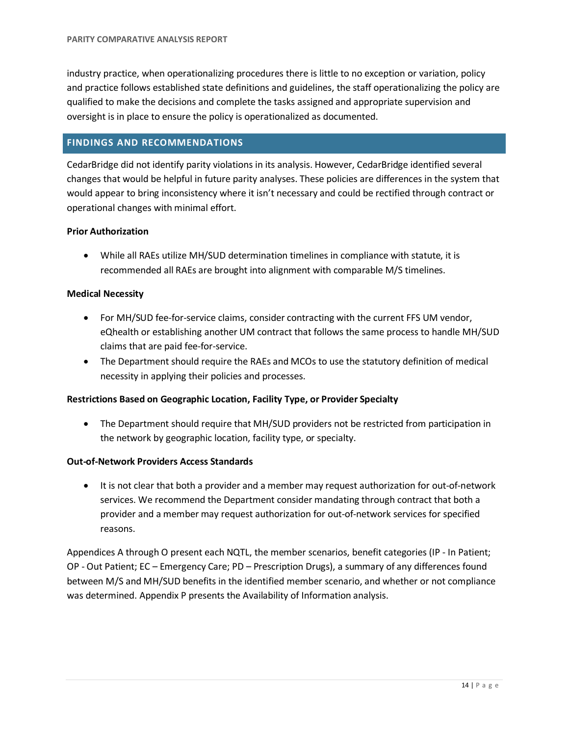industry practice, when operationalizing procedures there is little to no exception or variation, policy and practice follows established state definitions and guidelines, the staff operationalizing the policy are qualified to make the decisions and complete the tasks assigned and appropriate supervision and oversight is in place to ensure the policy is operationalized as documented.

## FINDINGS AND RECOMMENDATIONS

CedarBridge did not identify parity violations in its analysis. However, CedarBridge identified several changes that would be helpful in future parity analyses. These policies are differences in the system that would appear to bring inconsistency where it isn't necessary and could be rectified through contract or operational changes with minimal effort.

**Prior Authorization**

- While all RAEs utilize MH/SUD determination timelines in compliance with statute, it is recommended all RAEs are brought into alignment with comparable M/S timelines.

**Medical Necessity**

- For MH/SUD fee-for-service claims, consider contracting with the current FFS UM vendor, eQhealth or establishing another UM contract that follows the same process to handle MH/SUD claims that are paid fee-for-service.
- The Department should require the RAEs and MCOs to use the statutory definition of medical necessity in applying their policies and processes.

**Restrictions Based on Geographic Location, Facility Type, or Provider Specialty**

- The Department should require that MH/SUD providers not be restricted from participation in the network by geographic location, facility type, or specialty.

**Out-of-Network Providers Access Standards**

- It is not clear that both a provider and a member may request authorization for out-of-network services. We recommend the Department consider mandating through contract that both a provider and a member may request authorization for out-of-network services for specified reasons.

Appendices A through O present each NQTL, the member scenarios, benefit categories (IP - In Patient; OP - Out Patient; EC – Emergency Care; PD – Prescription Drugs), a summary of any differences found between M/S and MH/SUD benefits in the identified member scenario, and whether or not compliance was determined. Appendix P presents the Availability of Information analysis.